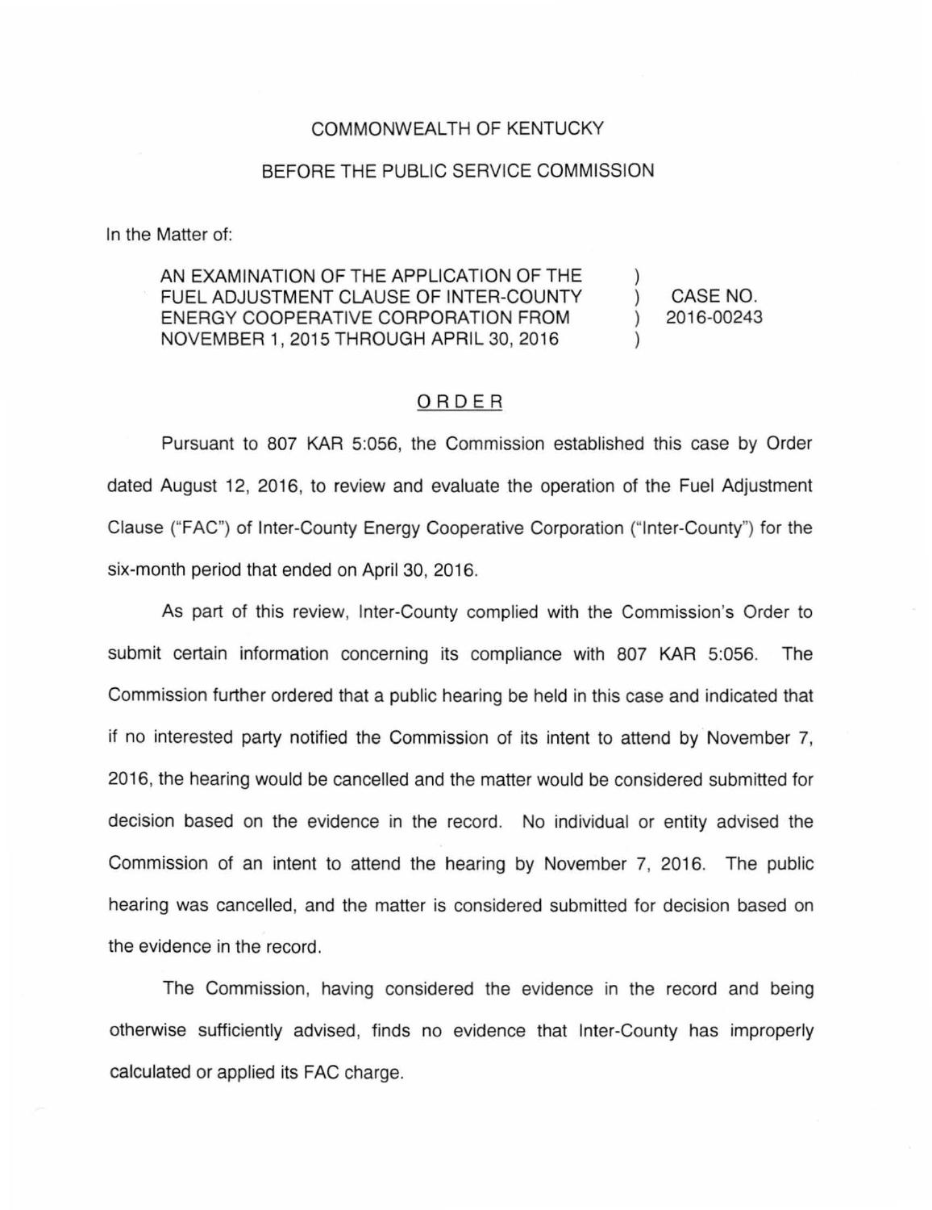COMMONWEALTH OF KENTUCKY

BEFORE THE PUBLIC SERVICE COMMISSION

In the Matter of:

| | | |
|---|---|---|
| AN EXAMINATION OF THE APPLICATION OF THE FUEL ADJUSTMENT CLAUSE OF INTER-COUNTY ENERGY COOPERATIVE CORPORATION FROM NOVEMBER 1, 2015 THROUGH APRIL 30, 2016 | ) ) ) ) | CASE NO. 2016-00243 |

## ORDER

Pursuant to 807 KAR 5:056, the Commission established this case by Order dated August 12, 2016, to review and evaluate the operation of the Fuel Adjustment Clause ("FAC") of Inter-County Energy Cooperative Corporation ("Inter-County") for the six-month period that ended on April 30, 2016.

As part of this review, Inter-County complied with the Commission's Order to submit certain information concerning its compliance with 807 KAR 5:056. The Commission further ordered that a public hearing be held in this case and indicated that if no interested party notified the Commission of its intent to attend by November 7, 2016, the hearing would be cancelled and the matter would be considered submitted for decision based on the evidence in the record. No individual or entity advised the Commission of an intent to attend the hearing by November 7, 2016. The public hearing was cancelled, and the matter is considered submitted for decision based on the evidence in the record.

The Commission, having considered the evidence in the record and being otherwise sufficiently advised, finds no evidence that Inter-County has improperly calculated or applied its FAC charge.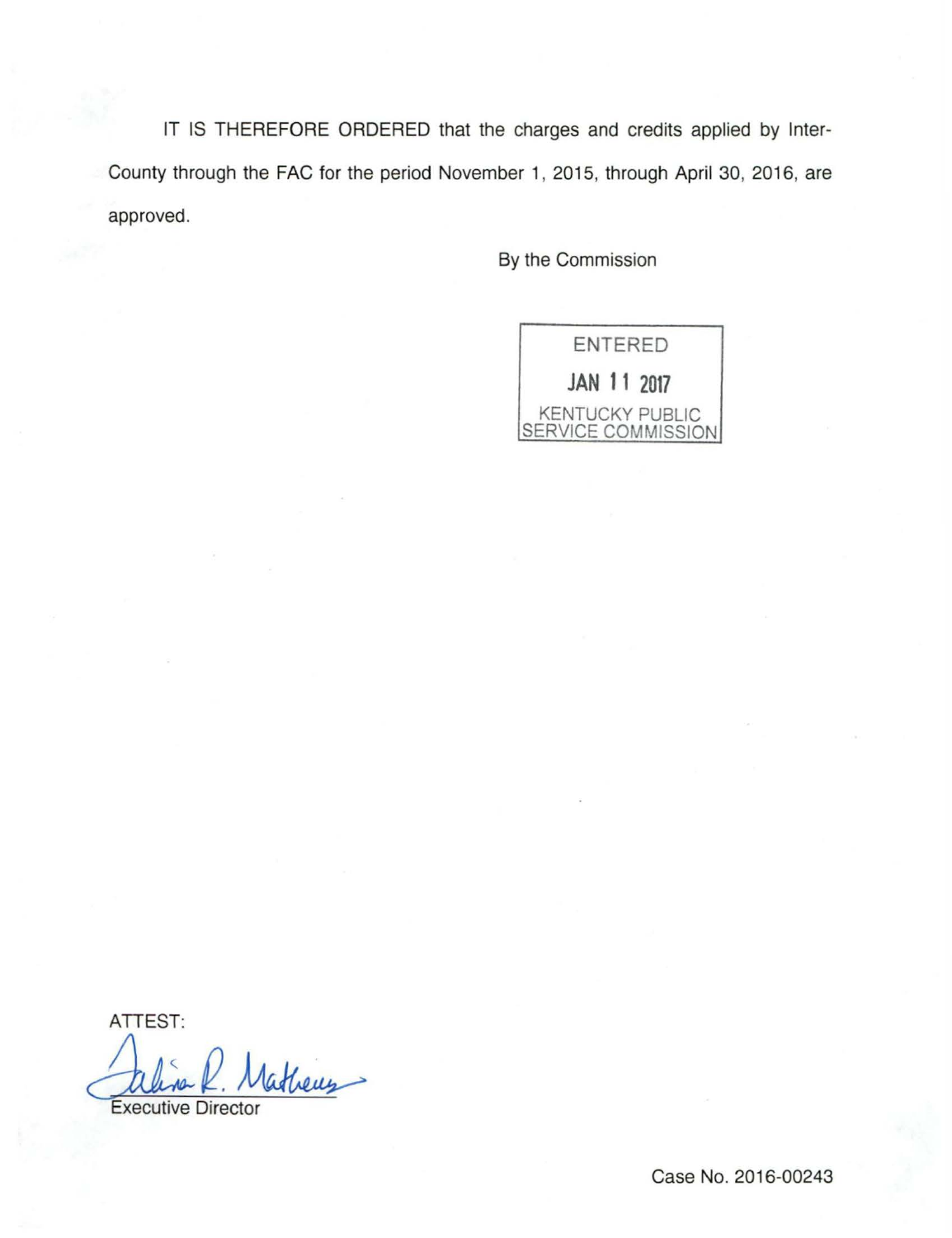IT IS THEREFORE ORDERED that the charges and credits applied by Inter-County through the FAC for the period November 1, 2015, through April 30, 2016, are approved.

By the Commission

ENTERED

JAN 11 2017

KENTUCKY PUBLIC SERVICE COMMISSION

ATTEST:

Executive Director

Case No. 2016-00243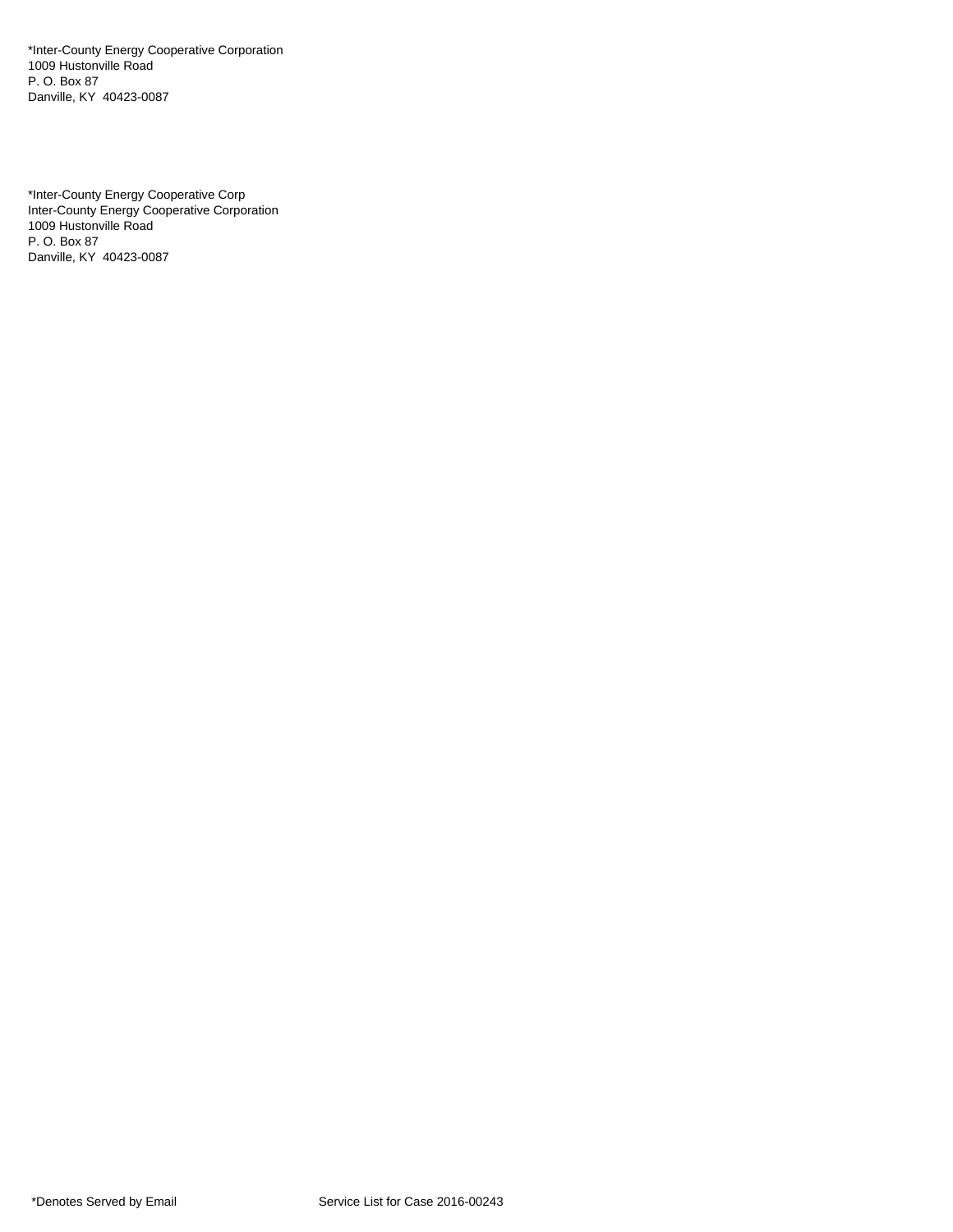*Inter-County Energy Cooperative Corporation
1009 Hustonville Road
P. O. Box 87
Danville, KY  40423-0087

*Inter-County Energy Cooperative Corp
Inter-County Energy Cooperative Corporation
1009 Hustonville Road
P. O. Box 87
Danville, KY  40423-0087